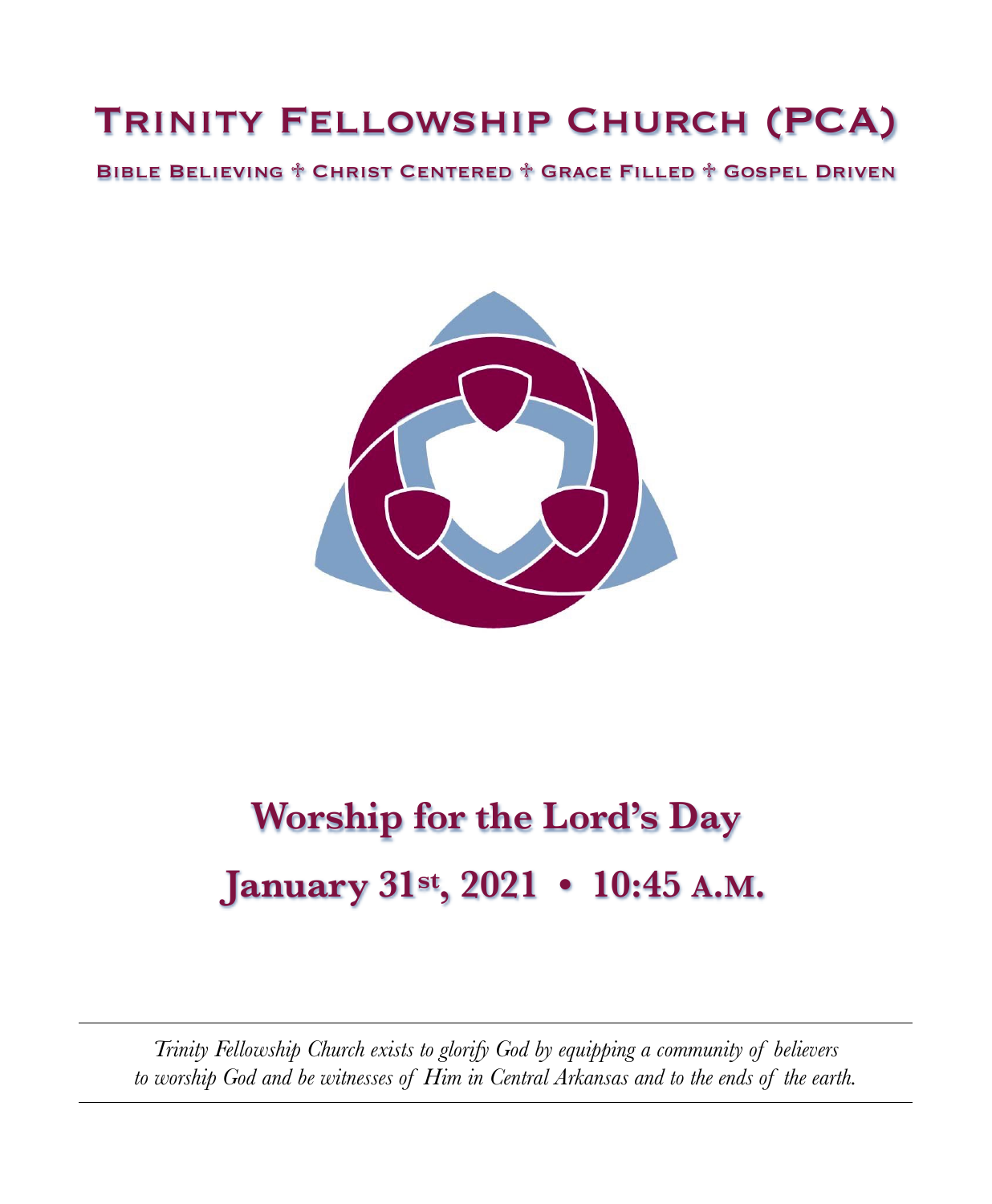# Trinity Fellowship Church (PCA)

**Bible Believing ✝ Christ Centered ✝ Grace Filled ✝ Gospel Driven**

## Worship for the Lord's Day

## January 31st, 2021 • 10:45 A.M.

---

*Trinity Fellowship Church exists to glorify God by equipping a community of believers to worship God and be witnesses of Him in Central Arkansas and to the ends of the earth.*

---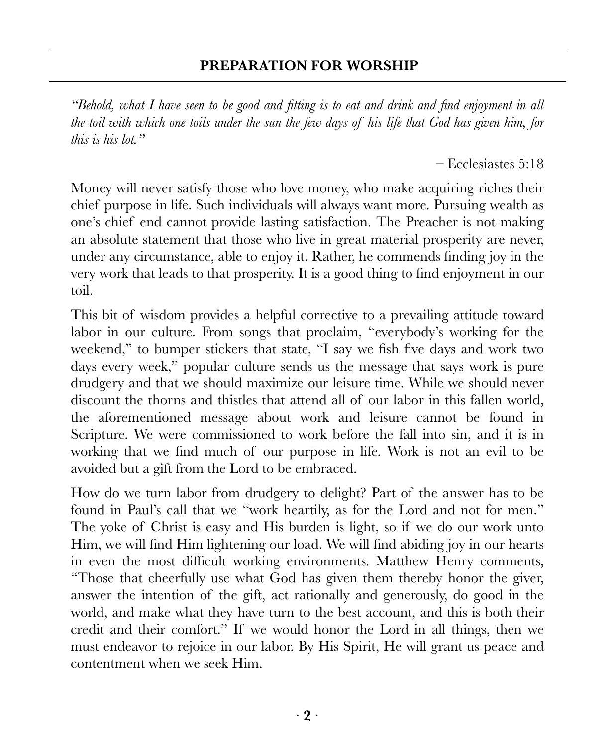## PREPARATION FOR WORSHIP

*"Behold, what I have seen to be good and fitting is to eat and drink and find enjoyment in all the toil with which one toils under the sun the few days of his life that God has given him, for this is his lot."*

– Ecclesiastes 5:18

Money will never satisfy those who love money, who make acquiring riches their chief purpose in life. Such individuals will always want more. Pursuing wealth as one's chief end cannot provide lasting satisfaction. The Preacher is not making an absolute statement that those who live in great material prosperity are never, under any circumstance, able to enjoy it. Rather, he commends finding joy in the very work that leads to that prosperity. It is a good thing to find enjoyment in our toil.

This bit of wisdom provides a helpful corrective to a prevailing attitude toward labor in our culture. From songs that proclaim, "everybody's working for the weekend," to bumper stickers that state, "I say we fish five days and work two days every week," popular culture sends us the message that says work is pure drudgery and that we should maximize our leisure time. While we should never discount the thorns and thistles that attend all of our labor in this fallen world, the aforementioned message about work and leisure cannot be found in Scripture. We were commissioned to work before the fall into sin, and it is in working that we find much of our purpose in life. Work is not an evil to be avoided but a gift from the Lord to be embraced.

How do we turn labor from drudgery to delight? Part of the answer has to be found in Paul's call that we "work heartily, as for the Lord and not for men." The yoke of Christ is easy and His burden is light, so if we do our work unto Him, we will find Him lightening our load. We will find abiding joy in our hearts in even the most difficult working environments. Matthew Henry comments, "Those that cheerfully use what God has given them thereby honor the giver, answer the intention of the gift, act rationally and generously, do good in the world, and make what they have turn to the best account, and this is both their credit and their comfort." If we would honor the Lord in all things, then we must endeavor to rejoice in our labor. By His Spirit, He will grant us peace and contentment when we seek Him.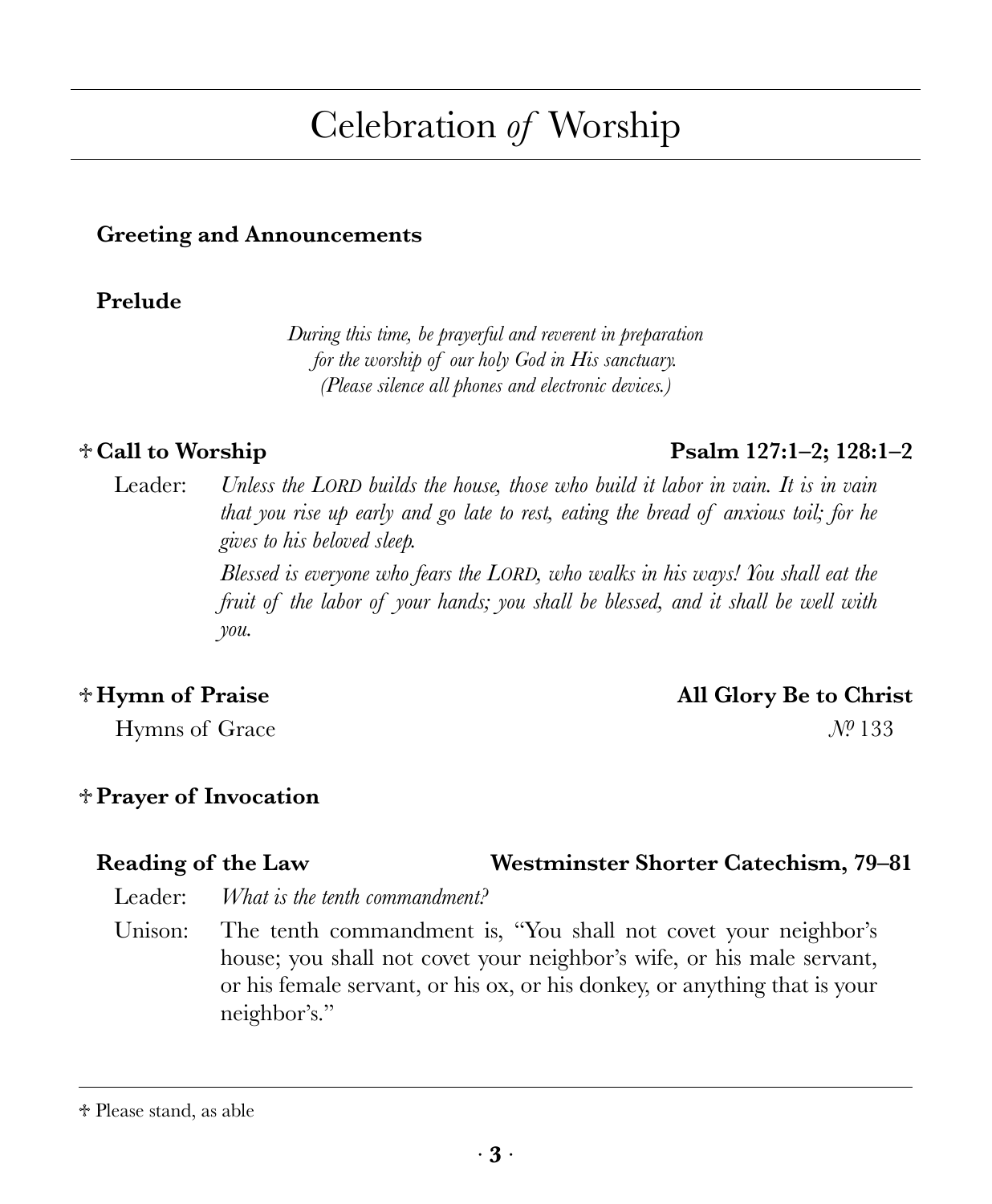# Celebration *of* Worship

**Greeting and Announcements**

**Prelude**

*During this time, be prayerful and reverent in preparation for the worship of our holy God in His sanctuary. (Please silence all phones and electronic devices.)*

☩ **Call to Worship** — **Psalm 127:1–2; 128:1–2**

Leader: *Unless the LORD builds the house, those who build it labor in vain. It is in vain that you rise up early and go late to rest, eating the bread of anxious toil; for he gives to his beloved sleep.*

*Blessed is everyone who fears the LORD, who walks in his ways! You shall eat the fruit of the labor of your hands; you shall be blessed, and it shall be well with you.*

☩ **Hymn of Praise** — **All Glory Be to Christ**

Hymns of Grace — №. 133

☩ **Prayer of Invocation**

**Reading of the Law** — **Westminster Shorter Catechism, 79–81**

Leader: *What is the tenth commandment?*

Unison: The tenth commandment is, "You shall not covet your neighbor's house; you shall not covet your neighbor's wife, or his male servant, or his female servant, or his ox, or his donkey, or anything that is your neighbor's."

---

☩ Please stand, as able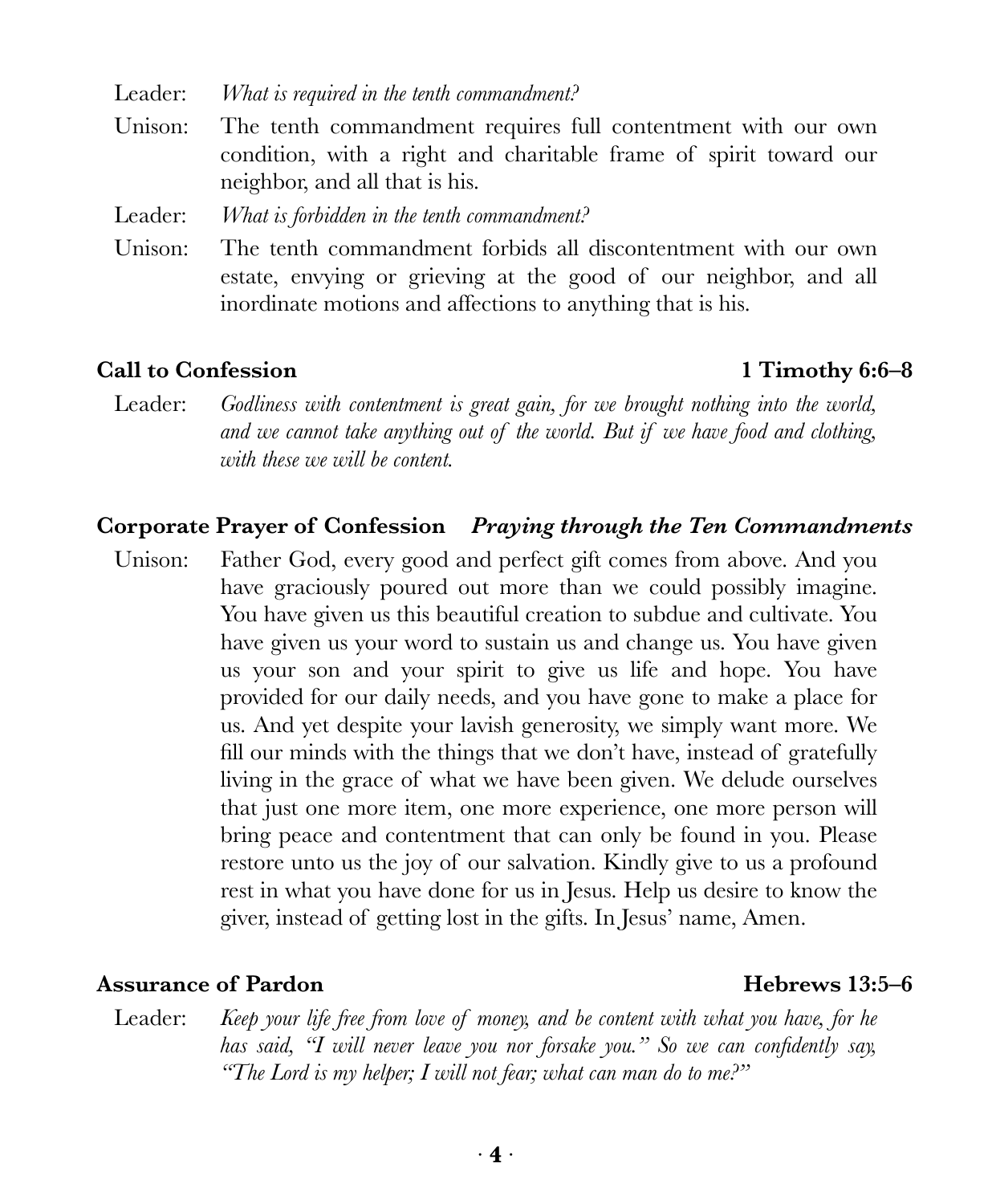Leader: *What is required in the tenth commandment?*

Unison: The tenth commandment requires full contentment with our own condition, with a right and charitable frame of spirit toward our neighbor, and all that is his.

Leader: *What is forbidden in the tenth commandment?*

Unison: The tenth commandment forbids all discontentment with our own estate, envying or grieving at the good of our neighbor, and all inordinate motions and affections to anything that is his.

**Call to Confession** **1 Timothy 6:6–8**

Leader: *Godliness with contentment is great gain, for we brought nothing into the world, and we cannot take anything out of the world. But if we have food and clothing, with these we will be content.*

**Corporate Prayer of Confession** ***Praying through the Ten Commandments***

Unison: Father God, every good and perfect gift comes from above. And you have graciously poured out more than we could possibly imagine. You have given us this beautiful creation to subdue and cultivate. You have given us your word to sustain us and change us. You have given us your son and your spirit to give us life and hope. You have provided for our daily needs, and you have gone to make a place for us. And yet despite your lavish generosity, we simply want more. We fill our minds with the things that we don't have, instead of gratefully living in the grace of what we have been given. We delude ourselves that just one more item, one more experience, one more person will bring peace and contentment that can only be found in you. Please restore unto us the joy of our salvation. Kindly give to us a profound rest in what you have done for us in Jesus. Help us desire to know the giver, instead of getting lost in the gifts. In Jesus' name, Amen.

**Assurance of Pardon** **Hebrews 13:5–6**

Leader: *Keep your life free from love of money, and be content with what you have, for he has said, "I will never leave you nor forsake you." So we can confidently say, "The Lord is my helper; I will not fear; what can man do to me?"*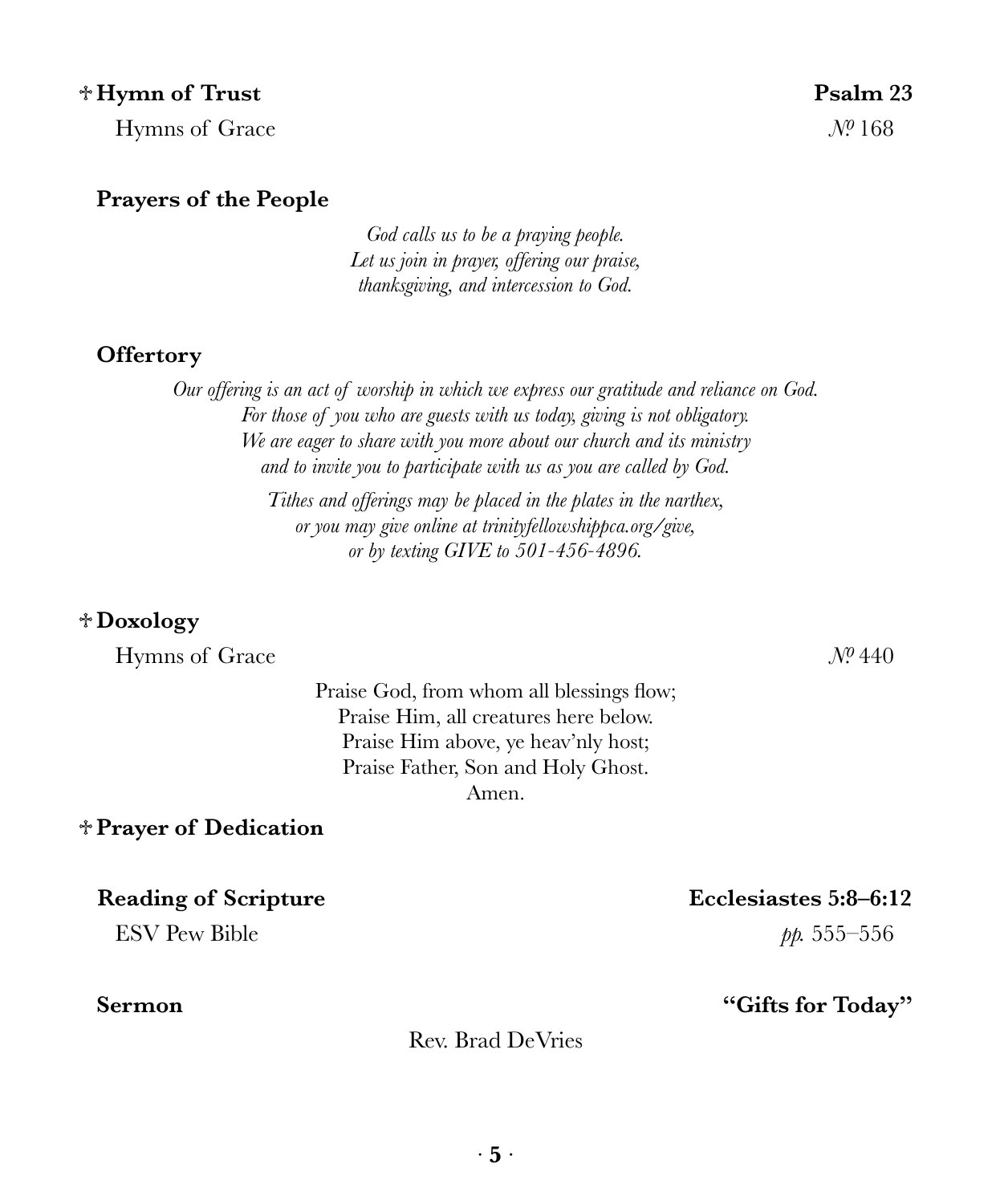**☩ Hymn of Trust** **Psalm 23**

Hymns of Grace № 168

**Prayers of the People**

*God calls us to be a praying people.*
*Let us join in prayer, offering our praise,*
*thanksgiving, and intercession to God.*

**Offertory**

*Our offering is an act of worship in which we express our gratitude and reliance on God.*
*For those of you who are guests with us today, giving is not obligatory.*
*We are eager to share with you more about our church and its ministry*
*and to invite you to participate with us as you are called by God.*

*Tithes and offerings may be placed in the plates in the narthex,*
*or you may give online at trinityfellowshippca.org/give,*
*or by texting GIVE to 501-456-4896.*

**☩ Doxology**

Hymns of Grace № 440

Praise God, from whom all blessings flow;
Praise Him, all creatures here below.
Praise Him above, ye heav'nly host;
Praise Father, Son and Holy Ghost.
Amen.

**☩ Prayer of Dedication**

**Reading of Scripture** **Ecclesiastes 5:8–6:12**

ESV Pew Bible *pp.* 555–556

**Sermon** **"Gifts for Today"**

Rev. Brad DeVries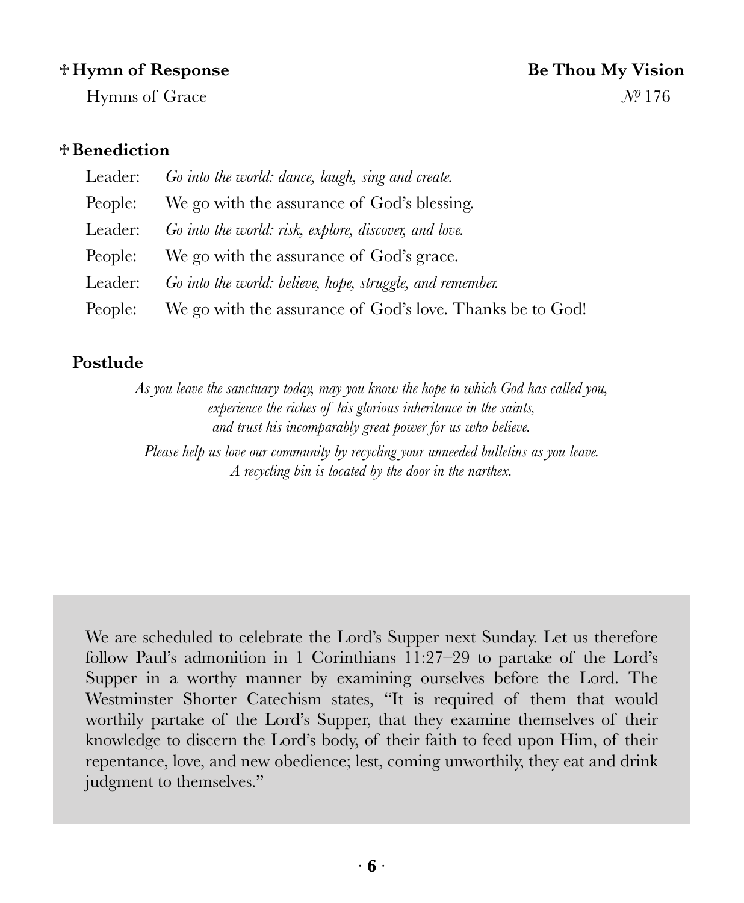**✝ Hymn of Response** **Be Thou My Vision**

Hymns of Grace № 176

**✝ Benediction**

Leader: *Go into the world: dance, laugh, sing and create.*

People: We go with the assurance of God's blessing.

Leader: *Go into the world: risk, explore, discover, and love.*

People: We go with the assurance of God's grace.

Leader: *Go into the world: believe, hope, struggle, and remember.*

People: We go with the assurance of God's love. Thanks be to God!

**Postlude**

*As you leave the sanctuary today, may you know the hope to which God has called you, experience the riches of his glorious inheritance in the saints, and trust his incomparably great power for us who believe.*

*Please help us love our community by recycling your unneeded bulletins as you leave. A recycling bin is located by the door in the narthex.*

We are scheduled to celebrate the Lord's Supper next Sunday. Let us therefore follow Paul's admonition in 1 Corinthians 11:27–29 to partake of the Lord's Supper in a worthy manner by examining ourselves before the Lord. The Westminster Shorter Catechism states, "It is required of them that would worthily partake of the Lord's Supper, that they examine themselves of their knowledge to discern the Lord's body, of their faith to feed upon Him, of their repentance, love, and new obedience; lest, coming unworthily, they eat and drink judgment to themselves."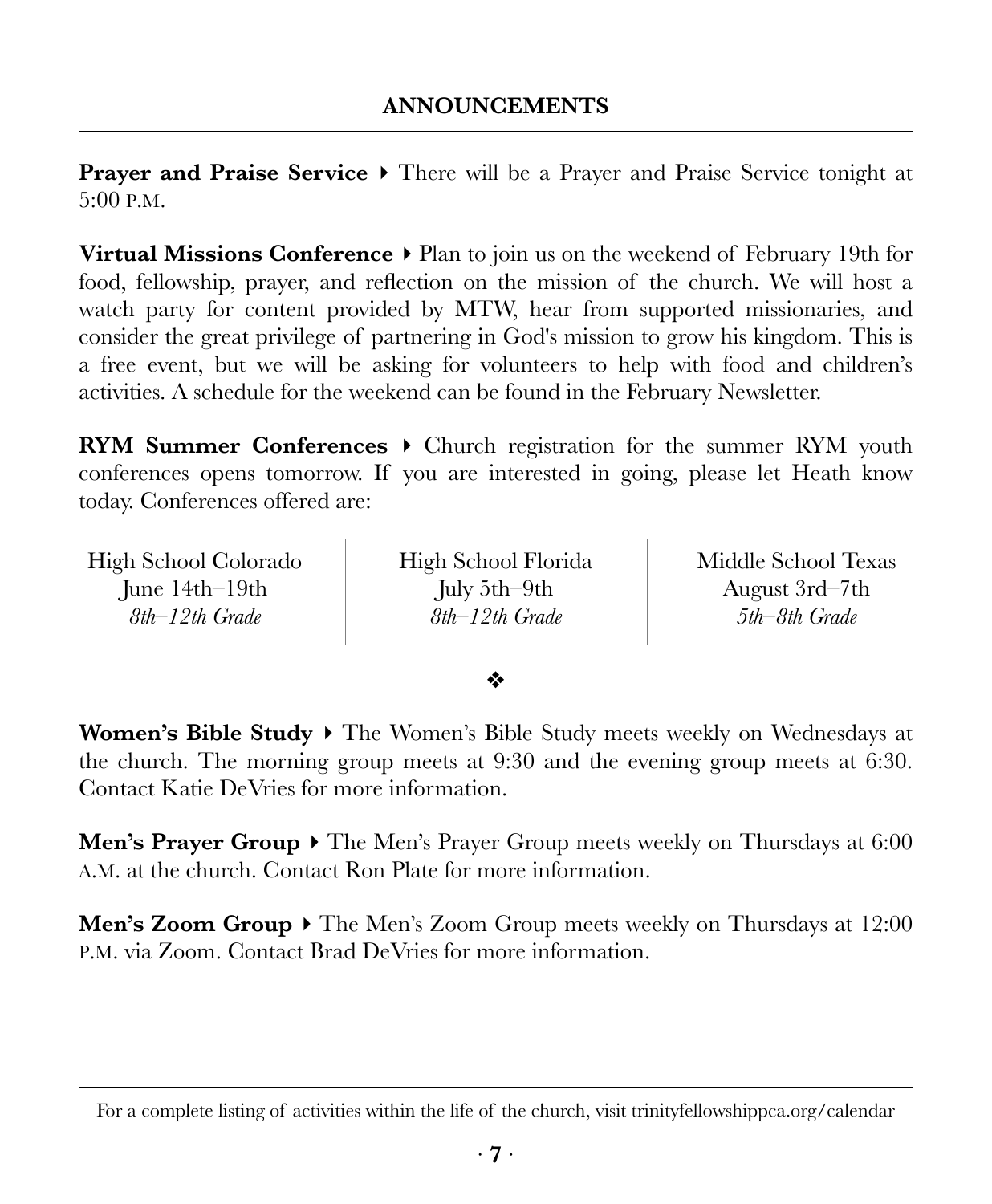## ANNOUNCEMENTS

**Prayer and Praise Service** ▸ There will be a Prayer and Praise Service tonight at 5:00 P.M.

**Virtual Missions Conference** ▸ Plan to join us on the weekend of February 19th for food, fellowship, prayer, and reflection on the mission of the church. We will host a watch party for content provided by MTW, hear from supported missionaries, and consider the great privilege of partnering in God's mission to grow his kingdom. This is a free event, but we will be asking for volunteers to help with food and children's activities. A schedule for the weekend can be found in the February Newsletter.

**RYM Summer Conferences** ▸ Church registration for the summer RYM youth conferences opens tomorrow. If you are interested in going, please let Heath know today. Conferences offered are:

| High School Colorado | High School Florida | Middle School Texas |
|---|---|---|
| June 14th–19th | July 5th–9th | August 3rd–7th |
| *8th–12th Grade* | *8th–12th Grade* | *5th–8th Grade* |

❖

**Women's Bible Study** ▸ The Women's Bible Study meets weekly on Wednesdays at the church. The morning group meets at 9:30 and the evening group meets at 6:30. Contact Katie DeVries for more information.

**Men's Prayer Group** ▸ The Men's Prayer Group meets weekly on Thursdays at 6:00 A.M. at the church. Contact Ron Plate for more information.

**Men's Zoom Group** ▸ The Men's Zoom Group meets weekly on Thursdays at 12:00 P.M. via Zoom. Contact Brad DeVries for more information.

For a complete listing of activities within the life of the church, visit trinityfellowshippca.org/calendar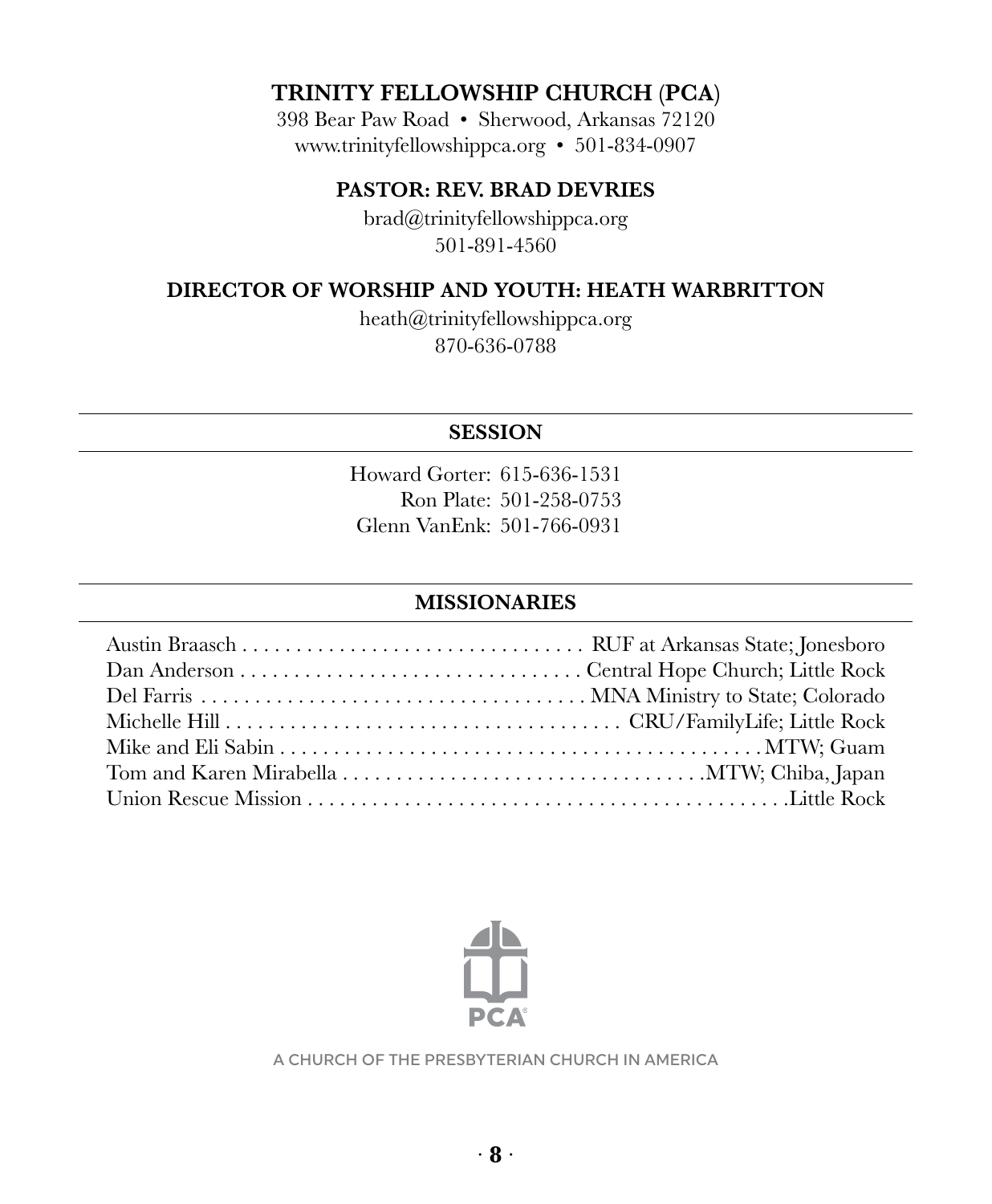## TRINITY FELLOWSHIP CHURCH (PCA)

398 Bear Paw Road • Sherwood, Arkansas 72120
www.trinityfellowshippca.org • 501-834-0907

### PASTOR: REV. BRAD DEVRIES

brad@trinityfellowshippca.org
501-891-4560

### DIRECTOR OF WORSHIP AND YOUTH: HEATH WARBRITTON

heath@trinityfellowshippca.org
870-636-0788

### SESSION

Howard Gorter: 615-636-1531
Ron Plate: 501-258-0753
Glenn VanEnk: 501-766-0931

### MISSIONARIES

| | |
|---|---|
| Austin Braasch | RUF at Arkansas State; Jonesboro |
| Dan Anderson | Central Hope Church; Little Rock |
| Del Farris | MNA Ministry to State; Colorado |
| Michelle Hill | CRU/FamilyLife; Little Rock |
| Mike and Eli Sabin | MTW; Guam |
| Tom and Karen Mirabella | MTW; Chiba, Japan |
| Union Rescue Mission | Little Rock |

PCA

A CHURCH OF THE PRESBYTERIAN CHURCH IN AMERICA